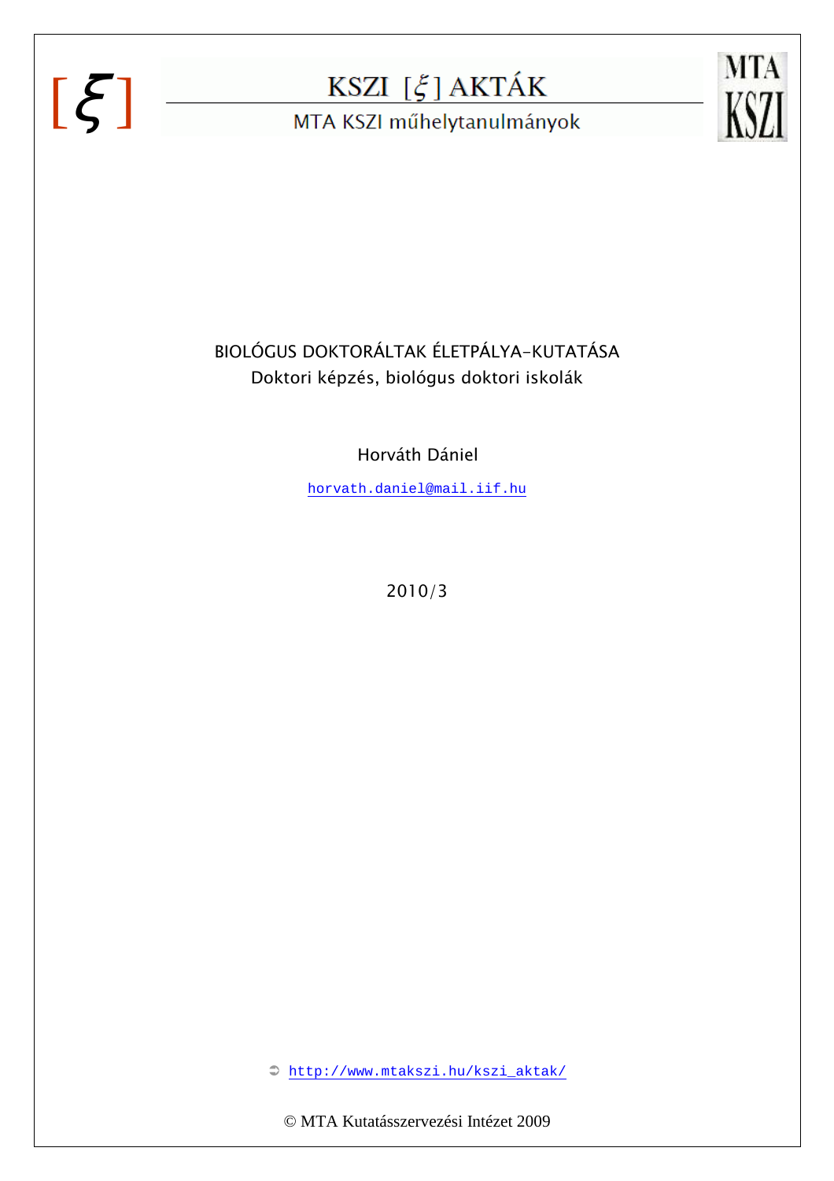[ξ] KSZI [ξ] AKTÁK

MTA KSZI műhelytanulmányok

MTA KSZI

# BIOLÓGUS DOKTORÁLTAK ÉLETPÁLYA-KUTATÁSA

## Doktori képzés, biológus doktori iskolák

Horváth Dániel

horvath.daniel@mail.iif.hu

2010/3

➲ http://www.mtakszi.hu/kszi_aktak/

© MTA Kutatásszervezési Intézet 2009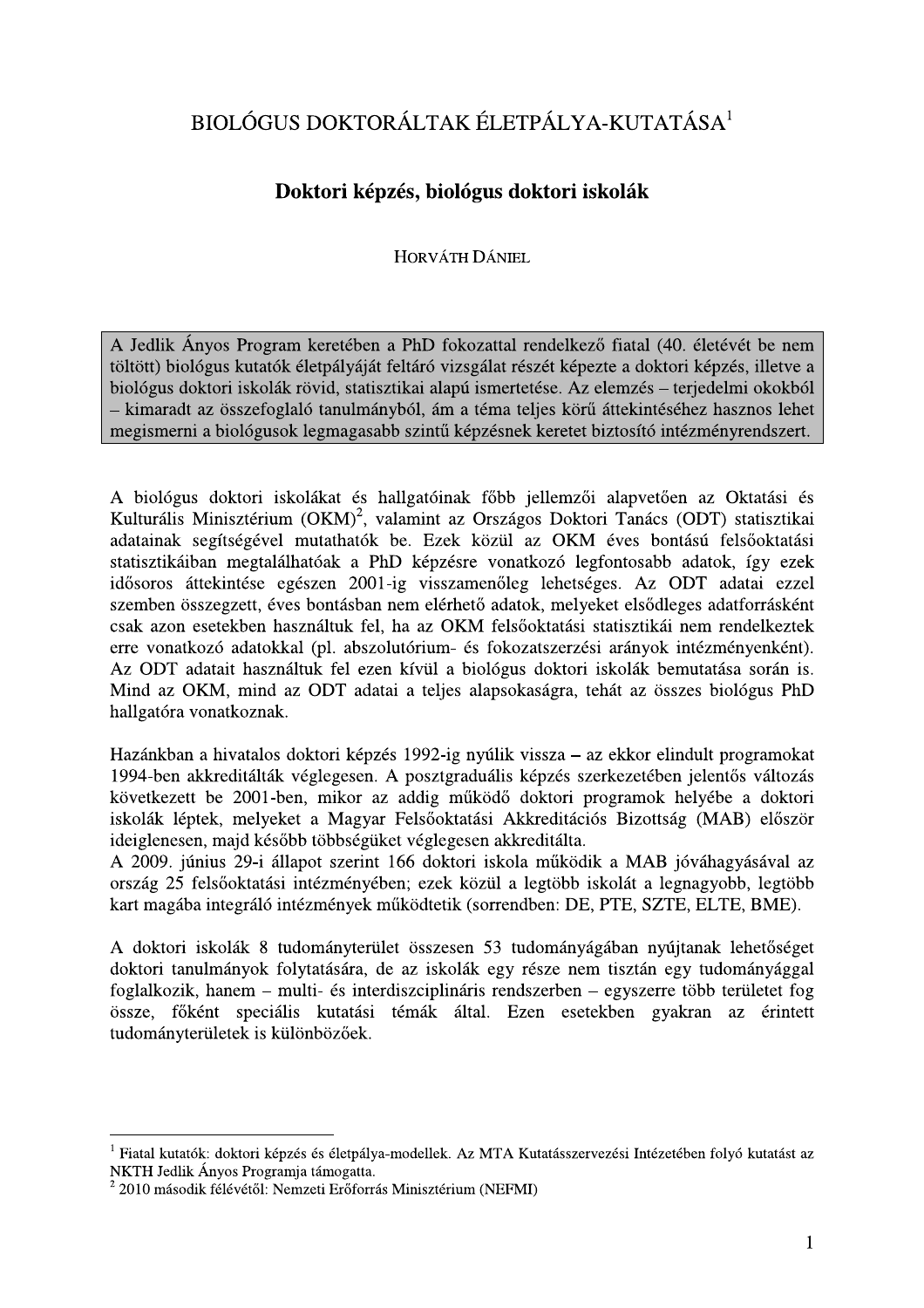# BIOLÓGUS DOKTORÁLTAK ÉLETPÁLYA-KUTATÁSA[1]

## Doktori képzés, biológus doktori iskolák

HORVÁTH DÁNIEL

> A Jedlik Ányos Program keretében a PhD fokozattal rendelkező fiatal (40. életévét be nem töltött) biológus kutatók életpályáját feltáró vizsgálat részét képezte a doktori képzés, illetve a biológus doktori iskolák rövid, statisztikai alapú ismertetése. Az elemzés – terjedelmi okokból – kimaradt az összefoglaló tanulmányból, ám a téma teljes körű áttekintéséhez hasznos lehet megismerni a biológusok legmagasabb szintű képzésnek keretet biztosító intézményrendszert.

A biológus doktori iskolákat és hallgatóinak főbb jellemzői alapvetően az Oktatási és Kulturális Minisztérium (OKM)[2], valamint az Országos Doktori Tanács (ODT) statisztikai adatainak segítségével mutathatók be. Ezek közül az OKM éves bontású felsőoktatási statisztikáiban megtalálhatóak a PhD képzésre vonatkozó legfontosabb adatok, így ezek idősoros áttekintése egészen 2001-ig visszamenőleg lehetséges. Az ODT adatai ezzel szemben összegzett, éves bontásban nem elérhető adatok, melyeket elsődleges adatforrásként csak azon esetekben használtuk fel, ha az OKM felsőoktatási statisztikái nem rendelkeztek erre vonatkozó adatokkal (pl. abszolutórium- és fokozatszerzési arányok intézményenként). Az ODT adatait használtuk fel ezen kívül a biológus doktori iskolák bemutatása során is. Mind az OKM, mind az ODT adatai a teljes alapsokaságra, tehát az összes biológus PhD hallgatóra vonatkoznak.

Hazánkban a hivatalos doktori képzés 1992-ig nyúlik vissza – az ekkor elindult programokat 1994-ben akkreditálták véglegesen. A posztgraduális képzés szerkezetében jelentős változás következett be 2001-ben, mikor az addig működő doktori programok helyébe a doktori iskolák léptek, melyeket a Magyar Felsőoktatási Akkreditációs Bizottság (MAB) először ideiglenesen, majd később többségüket véglegesen akkreditálta.
A 2009. június 29-i állapot szerint 166 doktori iskola működik a MAB jóváhagyásával az ország 25 felsőoktatási intézményében; ezek közül a legtöbb iskolát a legnagyobb, legtöbb kart magába integráló intézmények működtetik (sorrendben: DE, PTE, SZTE, ELTE, BME).

A doktori iskolák 8 tudományterület összesen 53 tudományágában nyújtanak lehetőséget doktori tanulmányok folytatására, de az iskolák egy része nem tisztán egy tudományággal foglalkozik, hanem – multi- és interdiszciplináris rendszerben – egyszerre több területet fog össze, főként speciális kutatási témák által. Ezen esetekben gyakran az érintett tudományterületek is különbözőek.

---

[1] Fiatal kutatók: doktori képzés és életpálya-modellek. Az MTA Kutatásszervezési Intézetében folyó kutatást az NKTH Jedlik Ányos Programja támogatta.

[2] 2010 második félévétől: Nemzeti Erőforrás Minisztérium (NEFMI)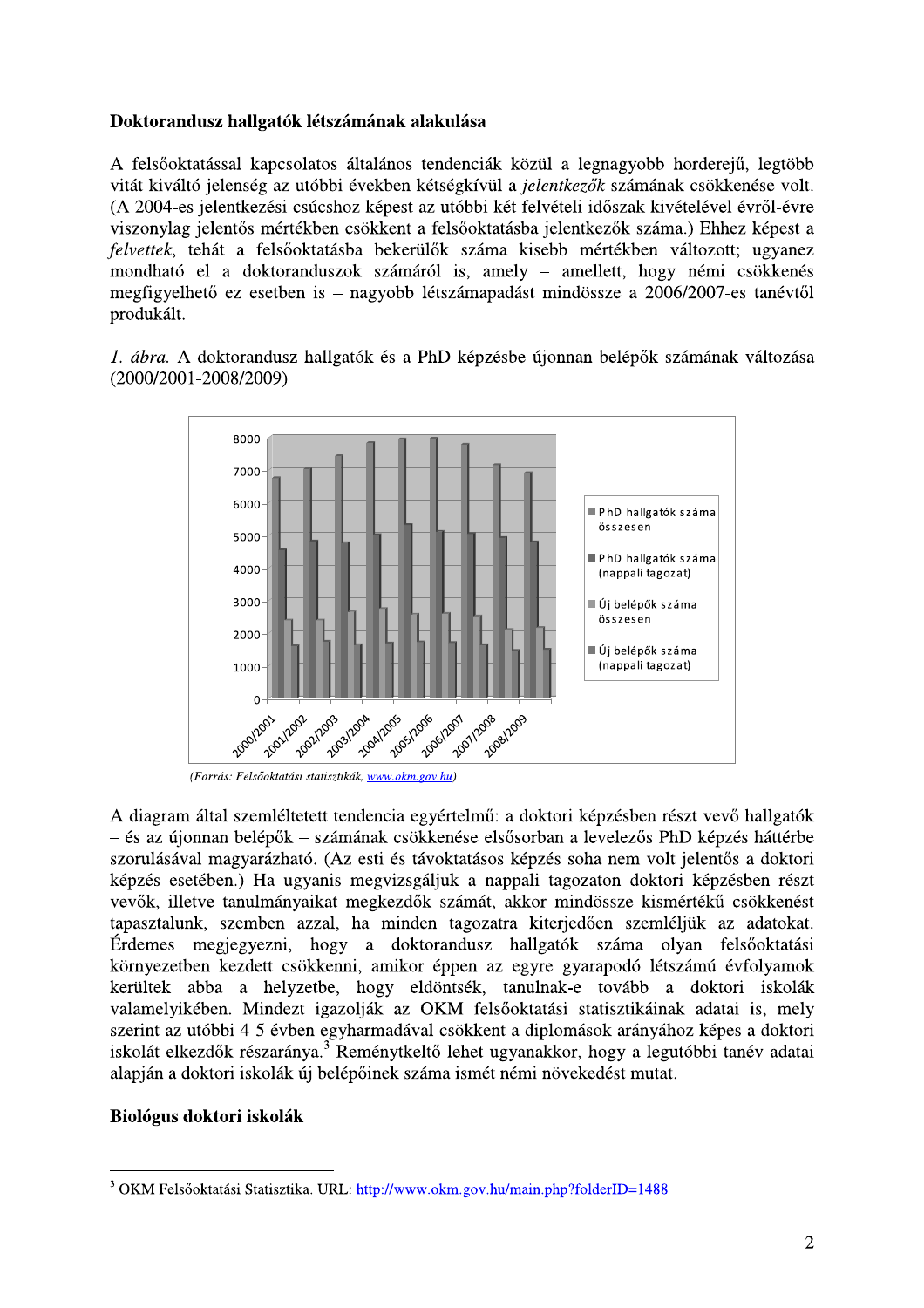**Doktorandusz hallgatók létszámának alakulása**

A felsőoktatással kapcsolatos általános tendenciák közül a legnagyobb horderejű, legtöbb vitát kiváltó jelenség az utóbbi években kétségkívül a *jelentkezők* számának csökkenése volt. (A 2004-es jelentkezési csúcshoz képest az utóbbi két felvételi időszak kivételével évről-évre viszonylag jelentős mértékben csökkent a felsőoktatásba jelentkezők száma.) Ehhez képest a *felvettek*, tehát a felsőoktatásba bekerülők száma kisebb mértékben változott; ugyanez mondható el a doktoranduszok számáról is, amely – amellett, hogy némi csökkenés megfigyelhető ez esetben is – nagyobb létszámapadást mindössze a 2006/2007-es tanévtől produkált.

*1. ábra.* A doktorandusz hallgatók és a PhD képzésbe újonnan belépők számának változása (2000/2001-2008/2009)

*(Forrás: Felsőoktatási statisztikák, www.okm.gov.hu)*

A diagram által szemléltetett tendencia egyértelmű: a doktori képzésben részt vevő hallgatók – és az újonnan belépők – számának csökkenése elsősorban a levelezős PhD képzés háttérbe szorulásával magyarázható. (Az esti és távoktatásos képzés soha nem volt jelentős a doktori képzés esetében.) Ha ugyanis megvizsgáljuk a nappali tagozaton doktori képzésben részt vevők, illetve tanulmányaikat megkezdők számát, akkor mindössze kismértékű csökkenést tapasztalunk, szemben azzal, ha minden tagozatra kiterjedően szemléljük az adatokat. Érdemes megjegyezni, hogy a doktorandusz hallgatók száma olyan felsőoktatási környezetben kezdett csökkenni, amikor éppen az egyre gyarapodó létszámú évfolyamok kerültek abba a helyzetbe, hogy eldöntsék, tanulnak-e tovább a doktori iskolák valamelyikében. Mindezt igazolják az OKM felsőoktatási statisztikáinak adatai is, mely szerint az utóbbi 4-5 évben egyharmadával csökkent a diplomások arányához képes a doktori iskolát elkezdők részaránya.[3] Reménytkeltő lehet ugyanakkor, hogy a legutóbbi tanév adatai alapján a doktori iskolák új belépőinek száma ismét némi növekedést mutat.

**Biológus doktori iskolák**

---

[3] OKM Felsőoktatási Statisztika. URL: http://www.okm.gov.hu/main.php?folderID=1488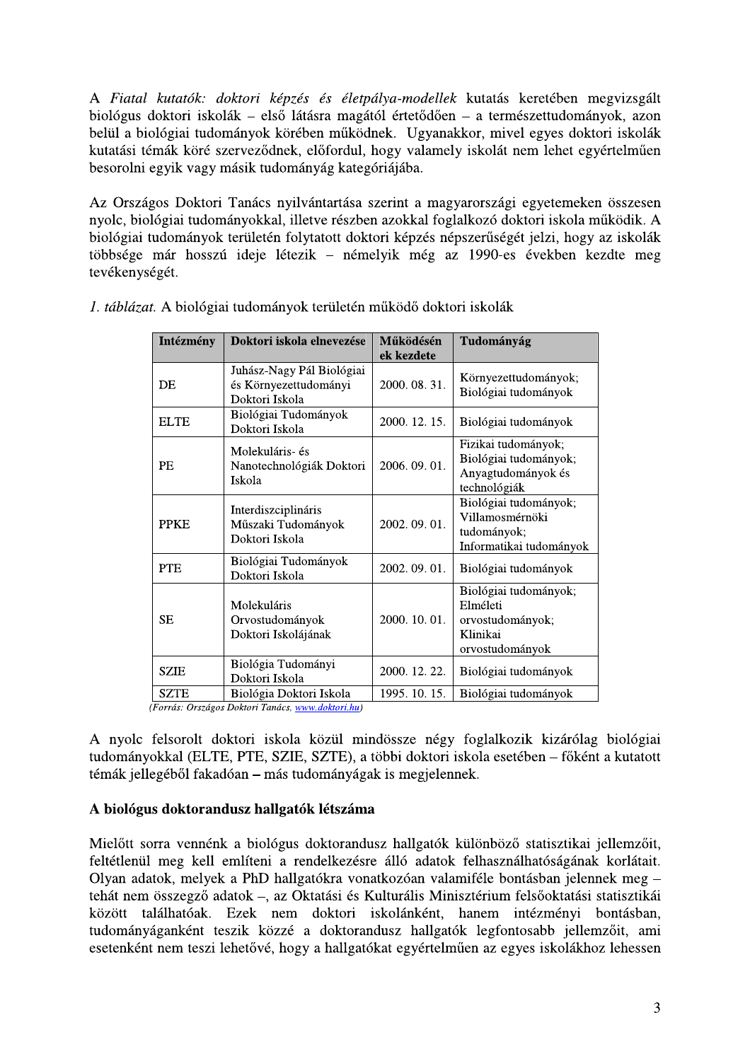A *Fiatal kutatók: doktori képzés és életpálya-modellek* kutatás keretében megvizsgált biológus doktori iskolák – első látásra magától értetődően – a természettudományok, azon belül a biológiai tudományok körében működnek. Ugyanakkor, mivel egyes doktori iskolák kutatási témák köré szerveződnek, előfordul, hogy valamely iskolát nem lehet egyértelműen besorolni egyik vagy másik tudományág kategóriájába.

Az Országos Doktori Tanács nyilvántartása szerint a magyarországi egyetemeken összesen nyolc, biológiai tudományokkal, illetve részben azokkal foglalkozó doktori iskola működik. A biológiai tudományok területén folytatott doktori képzés népszerűségét jelzi, hogy az iskolák többsége már hosszú ideje létezik – némelyik még az 1990-es években kezdte meg tevékenységét.

*1. táblázat.* A biológiai tudományok területén működő doktori iskolák

| Intézmény | Doktori iskola elnevezése | Működésének kezdete | Tudományág |
|---|---|---|---|
| DE | Juhász-Nagy Pál Biológiai és Környezettudományi Doktori Iskola | 2000. 08. 31. | Környezettudományok; Biológiai tudományok |
| ELTE | Biológiai Tudományok Doktori Iskola | 2000. 12. 15. | Biológiai tudományok |
| PE | Molekuláris- és Nanotechnológiák Doktori Iskola | 2006. 09. 01. | Fizikai tudományok; Biológiai tudományok; Anyagtudományok és technológiák |
| PPKE | Interdiszciplináris Műszaki Tudományok Doktori Iskola | 2002. 09. 01. | Biológiai tudományok; Villamosmérnöki tudományok; Informatikai tudományok |
| PTE | Biológiai Tudományok Doktori Iskola | 2002. 09. 01. | Biológiai tudományok |
| SE | Molekuláris Orvostudományok Doktori Iskolájának | 2000. 10. 01. | Biológiai tudományok; Elméleti orvostudományok; Klinikai orvostudományok |
| SZIE | Biológia Tudományi Doktori Iskola | 2000. 12. 22. | Biológiai tudományok |
| SZTE | Biológia Doktori Iskola | 1995. 10. 15. | Biológiai tudományok |

*(Forrás: Országos Doktori Tanács, www.doktori.hu)*

A nyolc felsorolt doktori iskola közül mindössze négy foglalkozik kizárólag biológiai tudományokkal (ELTE, PTE, SZIE, SZTE), a többi doktori iskola esetében – főként a kutatott témák jellegéből fakadóan – más tudományágak is megjelennek.

### A biológus doktorandusz hallgatók létszáma

Mielőtt sorra vennénk a biológus doktorandusz hallgatók különböző statisztikai jellemzőit, feltétlenül meg kell említeni a rendelkezésre álló adatok felhasználhatóságának korlátait. Olyan adatok, melyek a PhD hallgatókra vonatkozóan valamiféle bontásban jelennek meg – tehát nem összegző adatok –, az Oktatási és Kulturális Minisztérium felsőoktatási statisztikái között találhatóak. Ezek nem doktori iskolánként, hanem intézményi bontásban, tudományáganként teszik közzé a doktorandusz hallgatók legfontosabb jellemzőit, ami esetenként nem teszi lehetővé, hogy a hallgatókat egyértelműen az egyes iskolákhoz lehessen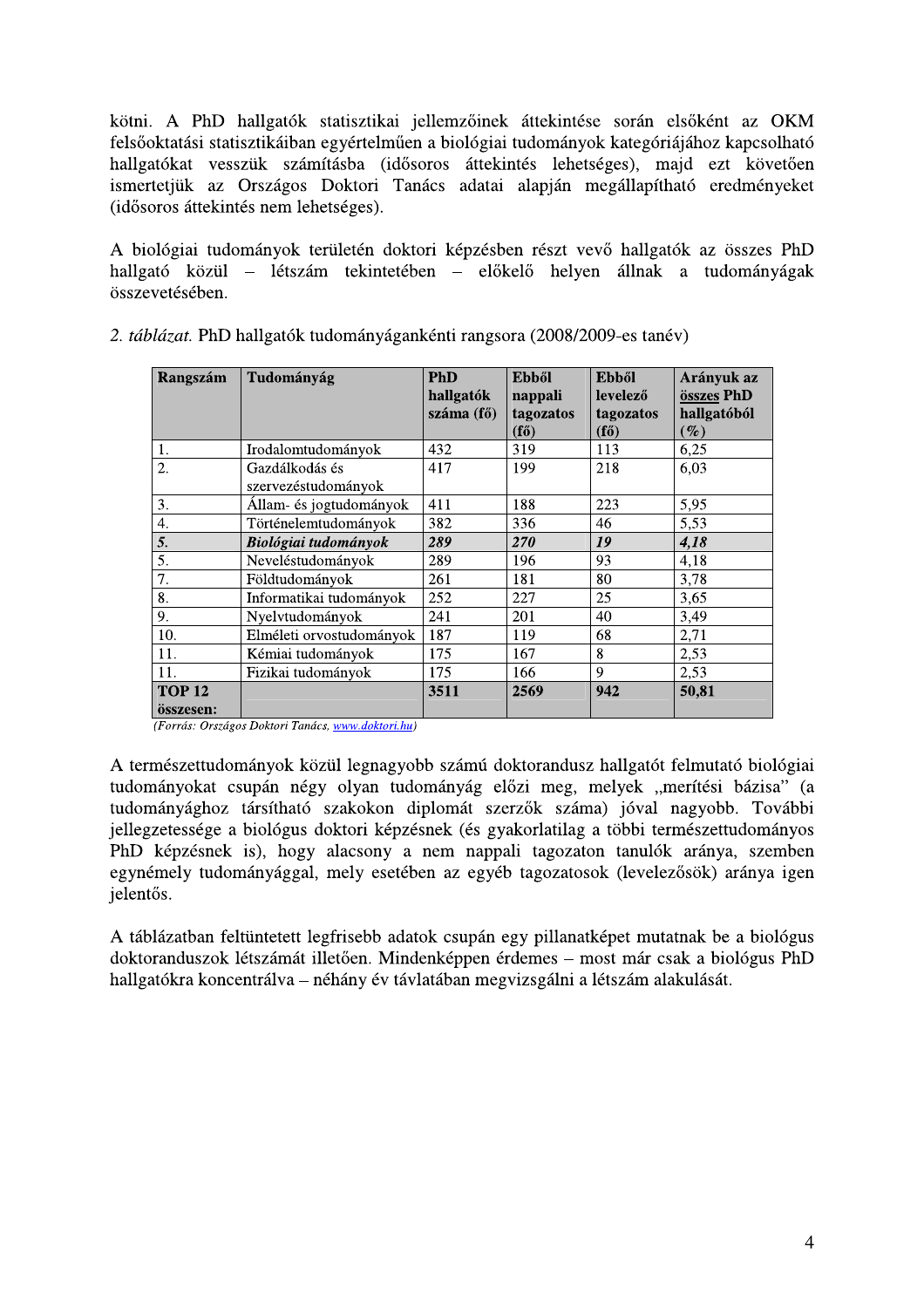kötni. A PhD hallgatók statisztikai jellemzőinek áttekintése során elsőként az OKM felsőoktatási statisztikáiban egyértelműen a biológiai tudományok kategóriájához kapcsolható hallgatókat vesszük számításba (idősoros áttekintés lehetséges), majd ezt követően ismertetjük az Országos Doktori Tanács adatai alapján megállapítható eredményeket (idősoros áttekintés nem lehetséges).

A biológiai tudományok területén doktori képzésben részt vevő hallgatók az összes PhD hallgató közül – létszám tekintetében – előkelő helyen állnak a tudományágak összevetésében.

*2. táblázat.* PhD hallgatók tudományáganként rangsora (2008/2009-es tanév)

| **Rangszám** | **Tudományág** | **PhD hallgatók száma (fő)** | **Ebből nappali tagozatos (fő)** | **Ebből levelező tagozatos (fő)** | **Arányuk az összes PhD hallgatóból (%)** |
|---|---|---|---|---|---|
| 1. | Irodalomtudományok | 432 | 319 | 113 | 6,25 |
| 2. | Gazdálkodás és szervezéstudományok | 417 | 199 | 218 | 6,03 |
| 3. | Állam- és jogtudományok | 411 | 188 | 223 | 5,95 |
| 4. | Történelemtudományok | 382 | 336 | 46 | 5,53 |
| ***5.*** | ***Biológiai tudományok*** | ***289*** | ***270*** | ***19*** | ***4,18*** |
| 5. | Neveléstudományok | 289 | 196 | 93 | 4,18 |
| 7. | Földtudományok | 261 | 181 | 80 | 3,78 |
| 8. | Informatikai tudományok | 252 | 227 | 25 | 3,65 |
| 9. | Nyelvtudományok | 241 | 201 | 40 | 3,49 |
| 10. | Elméleti orvostudományok | 187 | 119 | 68 | 2,71 |
| 11. | Kémiai tudományok | 175 | 167 | 8 | 2,53 |
| 11. | Fizikai tudományok | 175 | 166 | 9 | 2,53 |
| **TOP 12 összesen:** | | **3511** | **2569** | **942** | **50,81** |

*(Forrás: Országos Doktori Tanács, www.doktori.hu)*

A természettudományok közül legnagyobb számú doktorandusz hallgatót felmutató biológiai tudományokat csupán négy olyan tudományág előzi meg, melyek „merítési bázisa" (a tudományághoz társítható szakokon diplomát szerzők száma) jóval nagyobb. További jellegzetessége a biológus doktori képzésnek (és gyakorlatilag a többi természettudományos PhD képzésnek is), hogy alacsony a nem nappali tagozaton tanulók aránya, szemben egynémely tudományággal, mely esetében az egyéb tagozatosok (levelezősök) aránya igen jelentős.

A táblázatban feltüntetett legfrisebb adatok csupán egy pillanatképet mutatnak be a biológus doktoranduszok létszámát illetően. Mindenképpen érdemes – most már csak a biológus PhD hallgatókra koncentrálva – néhány év távlatában megvizsgálni a létszám alakulását.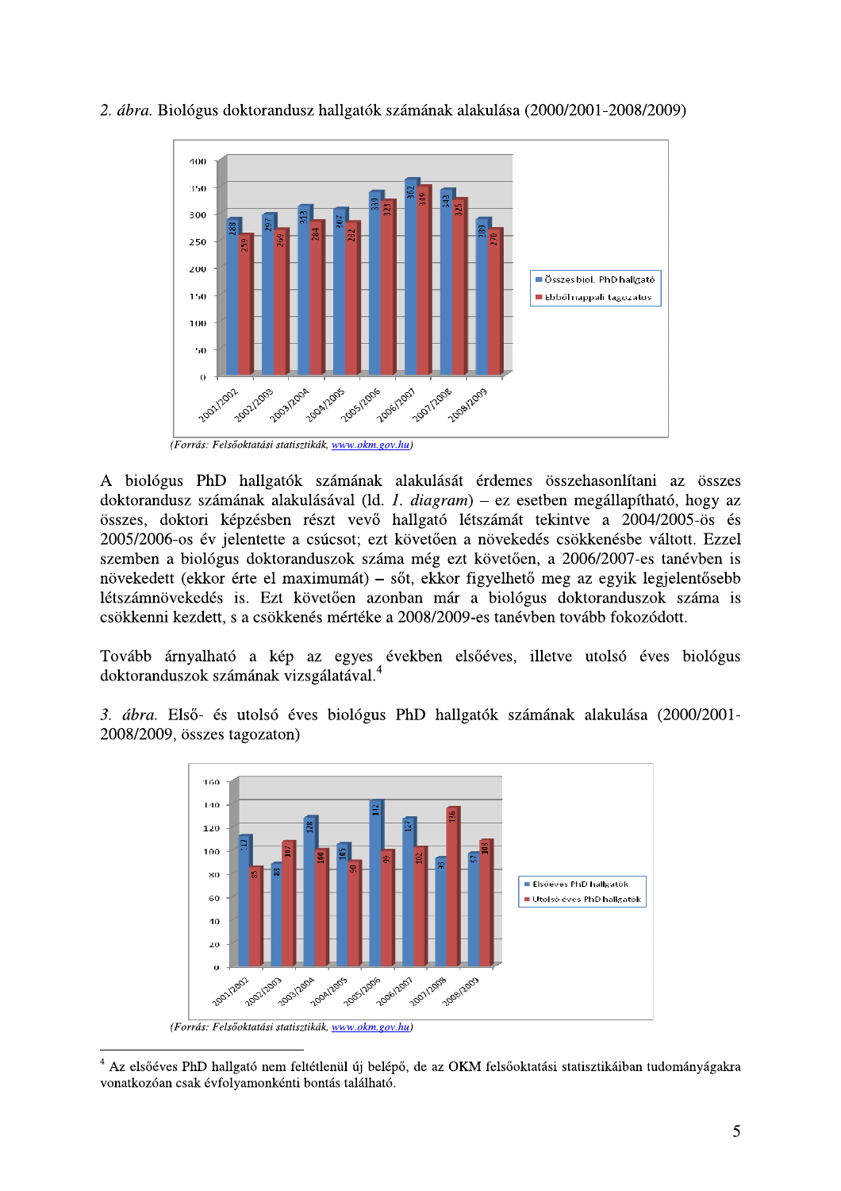*2. ábra.* Biológus doktorandusz hallgatók számának alakulása (2000/2001-2008/2009)

| | 2001/2002 | 2002/2003 | 2003/2004 | 2004/2005 | 2005/2006 | 2006/2007 | 2007/2008 | 2008/2009 |
|---|---|---|---|---|---|---|---|---|
| Összes biol. PhD hallgató | 288 | 297 | 313 | 307 | 339 | 362 | 343 | 289 |
| Ebből nappali tagozatos | 259 | 269 | 284 | 282 | 323 | 349 | 325 | 270 |

*(Forrás: Felsőoktatási statisztikák, www.okm.gov.hu)*

A biológus PhD hallgatók számának alakulását érdemes összehasonlítani az összes doktorandusz számának alakulásával (ld. *1. diagram*) – ez esetben megállapítható, hogy az összes, doktori képzésben részt vevő hallgató létszámát tekintve a 2004/2005-ös és 2005/2006-os év jelentette a csúcsot; ezt követően a növekedés csökkenésbe váltott. Ezzel szemben a biológus doktoranduszok száma még ezt követően, a 2006/2007-es tanévben is növekedett (ekkor érte el maximumát) – sőt, ekkor figyelhető meg az egyik legjelentősebb létszámnövekedés is. Ezt követően azonban már a biológus doktoranduszok száma is csökkenni kezdett, s a csökkenés mértéke a 2008/2009-es tanévben tovább fokozódott.

Tovább árnyalható a kép az egyes években elsőéves, illetve utolsó éves biológus doktoranduszok számának vizsgálatával.[4]

*3. ábra.* Első- és utolsó éves biológus PhD hallgatók számának alakulása (2000/2001-2008/2009, összes tagozaton)

| | 2001/2002 | 2002/2003 | 2003/2004 | 2004/2005 | 2005/2006 | 2006/2007 | 2007/2008 | 2008/2009 |
|---|---|---|---|---|---|---|---|---|
| Elsőéves PhD hallgatók | 112 | 88 | 128 | 105 | 142 | 127 | 93 | 97 |
| Utolsó éves PhD hallgatók | 85 | 107 | 100 | 90 | 99 | 102 | 136 | 108 |

*(Forrás: Felsőoktatási statisztikák, www.okm.gov.hu)*

---

[4] Az elsőéves PhD hallgató nem feltétlenül új belépő, de az OKM felsőoktatási statisztikáiban tudományágakra vonatkozóan csak évfolyamonkénti bontás található.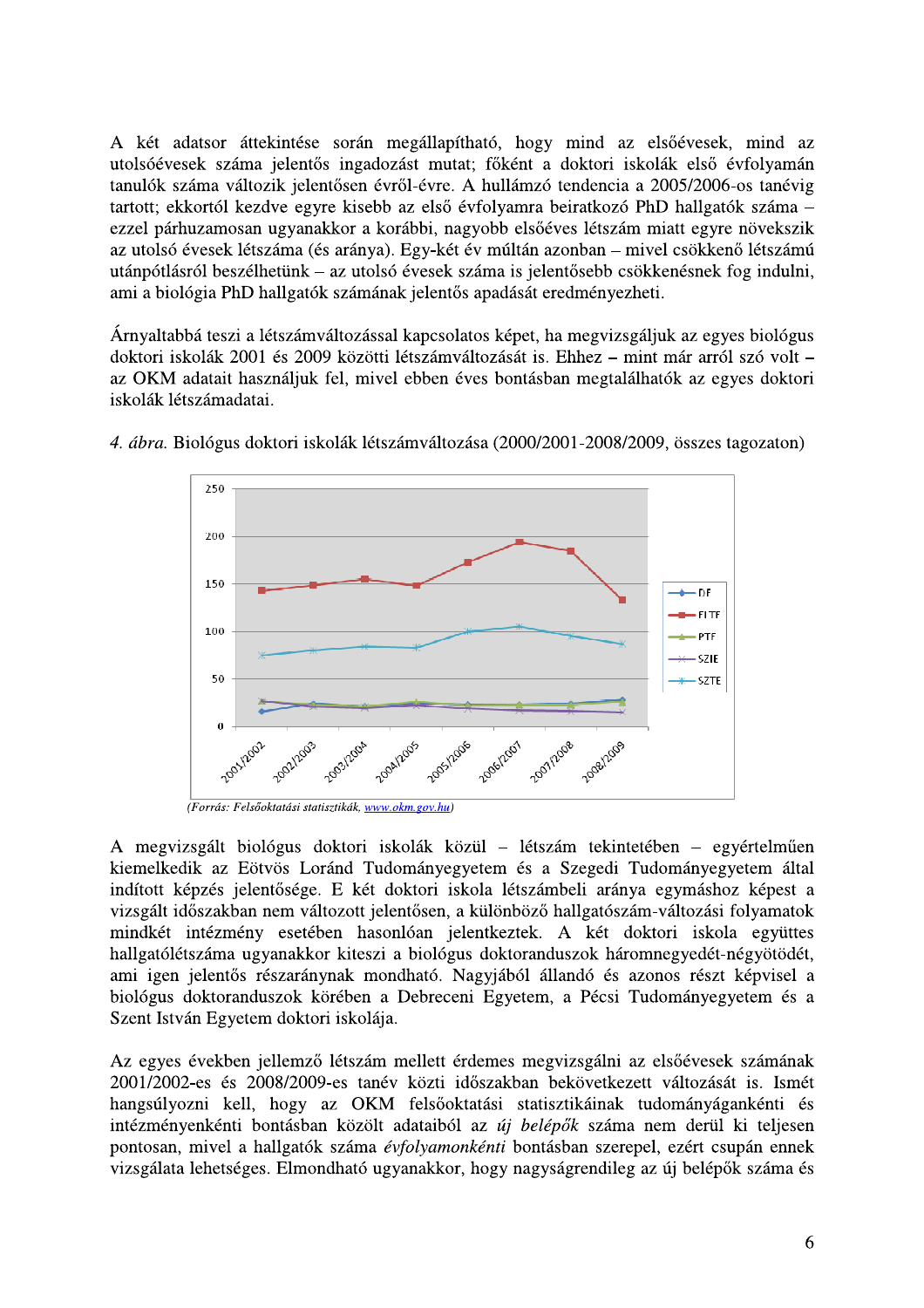A két adatsor áttekintése során megállapítható, hogy mind az elsőévesek, mind az utolsóévesek száma jelentős ingadozást mutat; főként a doktori iskolák első évfolyamán tanulók száma változik jelentősen évről-évre. A hullámzó tendencia a 2005/2006-os tanévig tartott; ekkortól kezdve egyre kisebb az első évfolyamra beiratkozó PhD hallgatók száma – ezzel párhuzamosan ugyanakkor a korábbi, nagyobb elsőéves létszám miatt egyre növekszik az utolsó évesek létszáma (és aránya). Egy-két év múltán azonban – mivel csökkenő létszámú utánpótlásról beszélhetünk – az utolsó évesek száma is jelentősebb csökkenésnek fog indulni, ami a biológia PhD hallgatók számának jelentős apadását eredményezheti.

Árnyaltabbá teszi a létszámváltozással kapcsolatos képet, ha megvizsgáljuk az egyes biológus doktori iskolák 2001 és 2009 közötti létszámváltozását is. Ehhez – mint már arról szó volt – az OKM adatait használjuk fel, mivel ebben éves bontásban megtalálhatók az egyes doktori iskolák létszámadatai.

*4. ábra.* Biológus doktori iskolák létszámváltozása (2000/2001-2008/2009, összes tagozaton)

(*Forrás: Felsőoktatási statisztikák, www.okm.gov.hu*)

A megvizsgált biológus doktori iskolák közül – létszám tekintetében – egyértelműen kiemelkedik az Eötvös Loránd Tudományegyetem és a Szegedi Tudományegyetem által indított képzés jelentősége. E két doktori iskola létszámbeli aránya egymáshoz képest a vizsgált időszakban nem változott jelentősen, a különböző hallgatószám-változási folyamatok mindkét intézmény esetében hasonlóan jelentkeztek. A két doktori iskola együttes hallgatólétszáma ugyanakkor kiteszi a biológus doktoranduszok háromnegyedét-négyötödét, ami igen jelentős részaránynak mondható. Nagyjából állandó és azonos részt képvisel a biológus doktoranduszok körében a Debreceni Egyetem, a Pécsi Tudományegyetem és a Szent István Egyetem doktori iskolája.

Az egyes években jellemző létszám mellett érdemes megvizsgálni az elsőévesek számának 2001/2002-es és 2008/2009-es tanév közti időszakban bekövetkezett változását is. Ismét hangsúlyozni kell, hogy az OKM felsőoktatási statisztikáinak tudományáganként és intézményenkénti bontásban közölt adataiból az *új belépők* száma nem derül ki teljesen pontosan, mivel a hallgatók száma *évfolyamonkénti* bontásban szerepel, ezért csupán ennek vizsgálata lehetséges. Elmondható ugyanakkor, hogy nagyságrendileg az új belépők száma és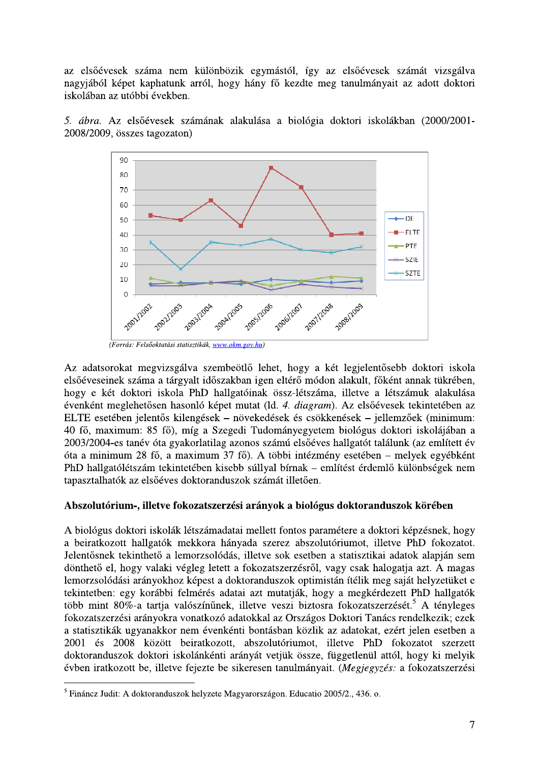az elsőévesek száma nem különbözik egymástól, így az elsőévesek számát vizsgálva nagyjából képet kaphatunk arról, hogy hány fő kezdte meg tanulmányait az adott doktori iskolában az utóbbi években.

*5. ábra.* Az elsőévesek számának alakulása a biológia doktori iskolákban (2000/2001-2008/2009, összes tagozaton)

*(Forrás: Felsőoktatási statisztikák, www.okm.gov.hu)*

Az adatsorokat megvizsgálva szembeötlő lehet, hogy a két legjelentősebb doktori iskola elsőéveseinek száma a tárgyalt időszakban igen eltérő módon alakult, főként annak tükrében, hogy e két doktori iskola PhD hallgatóinak össz-létszáma, illetve a létszámuk alakulása évenként meglehetősen hasonló képet mutat (ld. *4. diagram*). Az elsőévesek tekintetében az ELTE esetében jelentős kilengések – növekedések és csökkenések – jellemzőek (minimum: 40 fő, maximum: 85 fő), míg a Szegedi Tudományegyetem biológus doktori iskolájában a 2003/2004-es tanév óta gyakorlatilag azonos számú elsőéves hallgatót találunk (az említett év óta a minimum 28 fő, a maximum 37 fő). A többi intézmény esetében – melyek egyébként PhD hallgatólétszám tekintetében kisebb súllyal bírnak – említést érdemlő különbségek nem tapasztalhatók az elsőéves doktoranduszok számát illetően.

**Abszolutórium-, illetve fokozatszerzési arányok a biológus doktoranduszok körében**

A biológus doktori iskolák létszámadatai mellett fontos paramétere a doktori képzésnek, hogy a beiratkozott hallgatók mekkora hányada szerez abszolutóriumot, illetve PhD fokozatot. Jelentősnek tekinthető a lemorzsolódás, illetve sok esetben a statisztikai adatok alapján sem dönthető el, hogy valaki végleg letett a fokozatszerzésről, vagy csak halogatja azt. A magas lemorzsolódási arányokhoz képest a doktoranduszok optimistán ítélik meg saját helyzetüket e tekintetben: egy korábbi felmérés adatai azt mutatják, hogy a megkérdezett PhD hallgatók több mint 80%-a tartja valószínűnek, illetve veszi biztosra fokozatszerzését.[5] A tényleges fokozatszerzési arányokra vonatkozó adatokkal az Országos Doktori Tanács rendelkezik; ezek a statisztikák ugyanakkor nem évenkénti bontásban közlik az adatokat, ezért jelen esetben a 2001 és 2008 között beiratkozott, abszolutóriumot, illetve PhD fokozatot szerzett doktoranduszok doktori iskolánkénti arányát vetjük össze, függetlenül attól, hogy ki melyik évben iratkozott be, illetve fejezte be sikeresen tanulmányait. (*Megjegyzés:* a fokozatszerzési

---

[5] Fináncz Judit: A doktoranduszok helyzete Magyarországon. Educatio 2005/2., 436. o.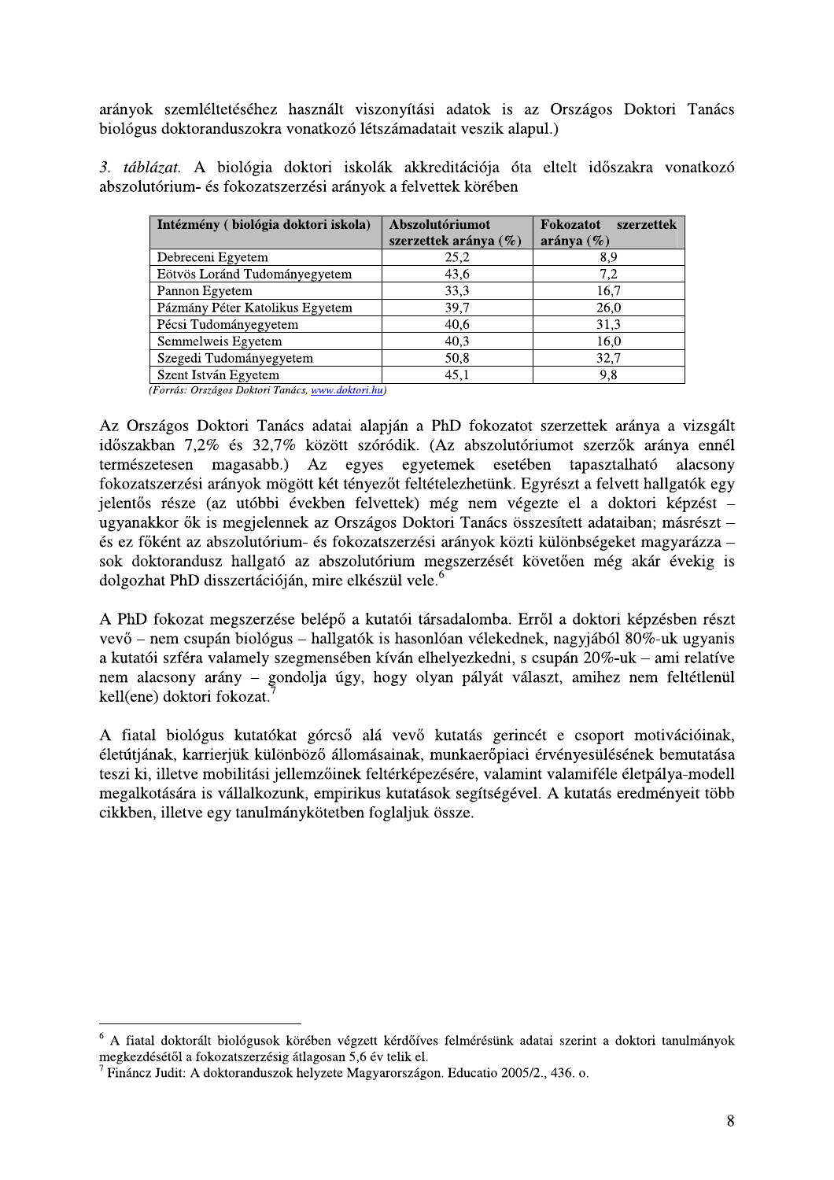arányok szemléltetéséhez használt viszonyítási adatok is az Országos Doktori Tanács biológus doktoranduszokra vonatkozó létszámadatait veszik alapul.)

*3. táblázat.* A biológia doktori iskolák akkreditációja óta eltelt időszakra vonatkozó abszolutórium- és fokozatszerzési arányok a felvettek körében

| **Intézmény ( biológia doktori iskola)** | **Abszolutóriumot szerzettek aránya (%)** | **Fokozatot szerzettek aránya (%)** |
|---|---|---|
| Debreceni Egyetem | 25,2 | 8,9 |
| Eötvös Loránd Tudományegyetem | 43,6 | 7,2 |
| Pannon Egyetem | 33,3 | 16,7 |
| Pázmány Péter Katolikus Egyetem | 39,7 | 26,0 |
| Pécsi Tudományegyetem | 40,6 | 31,3 |
| Semmelweis Egyetem | 40,3 | 16,0 |
| Szegedi Tudományegyetem | 50,8 | 32,7 |
| Szent István Egyetem | 45,1 | 9,8 |

*(Forrás: Országos Doktori Tanács, www.doktori.hu)*

Az Országos Doktori Tanács adatai alapján a PhD fokozatot szerzettek aránya a vizsgált időszakban 7,2% és 32,7% között szóródik. (Az abszolutóriumot szerzők aránya ennél természetesen magasabb.) Az egyes egyetemek esetében tapasztalható alacsony fokozatszerzési arányok mögött két tényezőt feltételezhetünk. Egyrészt a felvett hallgatók egy jelentős része (az utóbbi években felvettek) még nem végezte el a doktori képzést – ugyanakkor ők is megjelennek az Országos Doktori Tanács összesített adataiban; másrészt – és ez főként az abszolutórium- és fokozatszerzési arányok közti különbségeket magyarázza – sok doktorandusz hallgató az abszolutórium megszerzését követően még akár évekig is dolgozhat PhD disszertációján, mire elkészül vele.[6]

A PhD fokozat megszerzése belépő a kutatói társadalomba. Erről a doktori képzésben részt vevő – nem csupán biológus – hallgatók is hasonlóan vélekednek, nagyjából 80%-uk ugyanis a kutatói szféra valamely szegmensében kíván elhelyezkedni, s csupán 20%-uk – ami relatíve nem alacsony arány – gondolja úgy, hogy olyan pályát választ, amihez nem feltétlenül kell(ene) doktori fokozat.[7]

A fiatal biológus kutatókat górcső alá vevő kutatás gerincét e csoport motivációinak, életútjának, karrierjük különböző állomásainak, munkaerőpiaci érvényesülésének bemutatása teszi ki, illetve mobilitási jellemzőinek feltérképezésére, valamint valamiféle életpálya-modell megalkotására is vállalkozunk, empirikus kutatások segítségével. A kutatás eredményeit több cikkben, illetve egy tanulmánykötetben foglaljuk össze.

---

[6] A fiatal doktorált biológusok körében végzett kérdőíves felmérésünk adatai szerint a doktori tanulmányok megkezdésétől a fokozatszerzésig átlagosan 5,6 év telik el.

[7] Fináncz Judit: A doktoranduszok helyzete Magyarországon. Educatio 2005/2., 436. o.